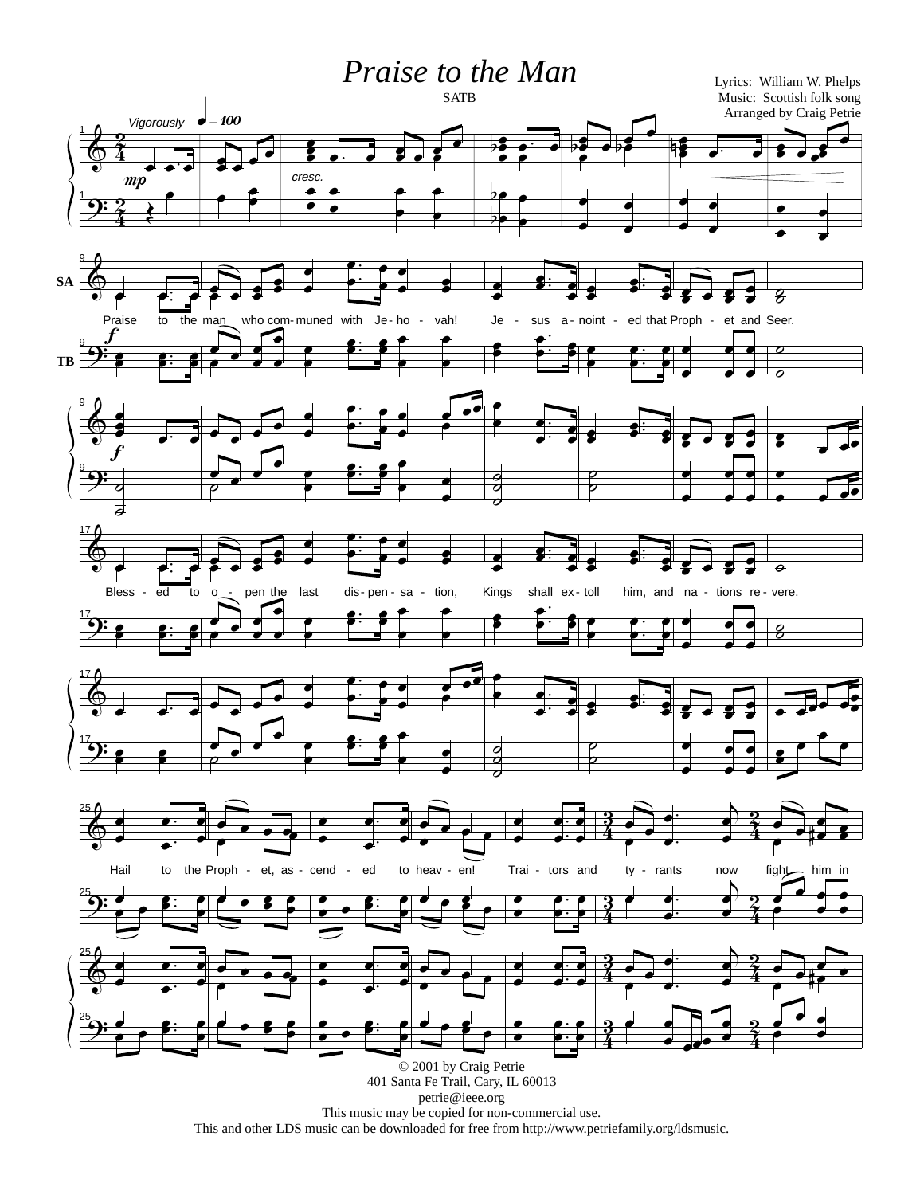# Praise to the Man

SATB

Lyrics: William W. Phelps
Music: Scottish folk song
Arranged by Craig Petrie

*Vigorously* ♩ = 100

Praise to the man who communed with Jehovah! Jesus anointed that Prophet and Seer.

Blessed to open the last dispensation, Kings shall extoll him, and nations revere.

Hail to the Prophet, ascended to heaven! Traitors and tyrants now fight him in

© 2001 by Craig Petrie
401 Santa Fe Trail, Cary, IL 60013
petrie@ieee.org
This music may be copied for non-commercial use.
This and other LDS music can be downloaded for free from http://www.petriefamily.org/ldsmusic.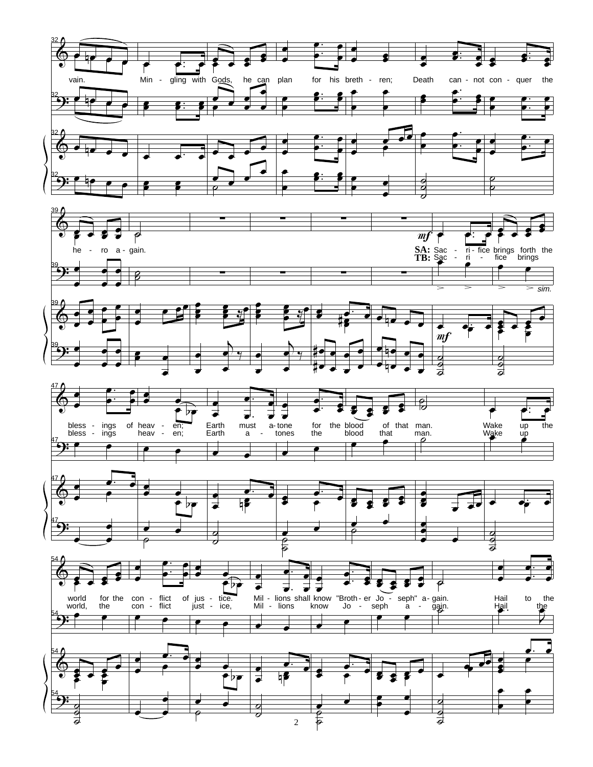vain. Min - gling with Gods, he can plan for his breth - ren; Death can - not con - quer the

he - ro a - gain.

*mf*

**SA:** Sac - ri - fice brings forth the

**TB:** Sac - ri - fice brings

*sim.*

bless - ings of heav - en; Earth must a - tone for the blood of that man. Wake up the

bless - ings heav - en; Earth a - tones the blood that man. Wake up

world for the con - flict of jus - tice. Mil - lions shall know "Broth - er Jo - seph" a - gain. Hail to the

world, the con - flict just - ice, Mil - lions know Jo - seph a - gain. Hail the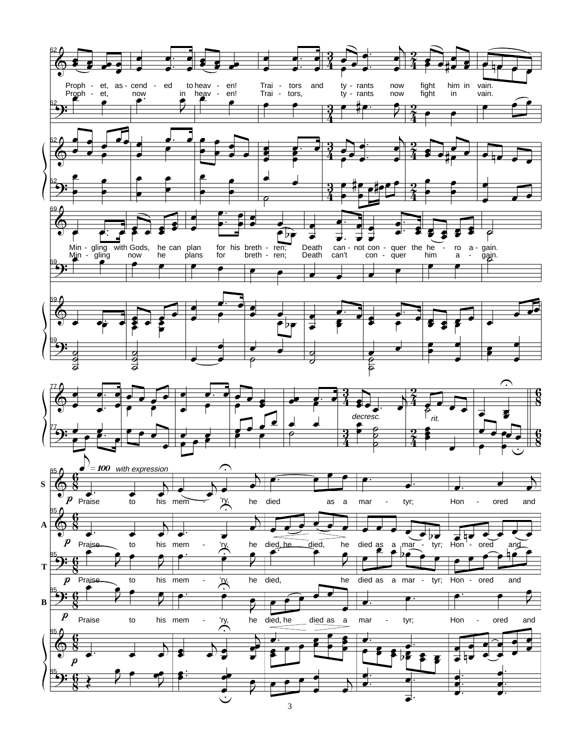Proph - et, as - cend - ed to heav - en! Trai - tors and ty - rants now fight him in vain.

Proph - et, now in heav - en! Trai - tors, ty - rants now fight in vain.

Min - gling with Gods, he can plan for his breth - ren; Death can - not con - quer the he - ro a - gain.

Min - gling now he plans for breth - ren; Death can't con - quer him a - gain.

*decresc.* *rit.*

♪ = 100 *with expression*

**S** *p* Praise to his mem - 'ry, he died as a mar - tyr; Hon - ored and

**A** *p* Praise to his mem - 'ry, he died, he died, he died as a mar - tyr; Hon - ored and

**T** *p* Praise to his mem - 'ry, he died, he died as a mar - tyr; Hon - ored and

**B** *p* Praise to his mem - 'ry, he died, he died as a mar - tyr; Hon - ored and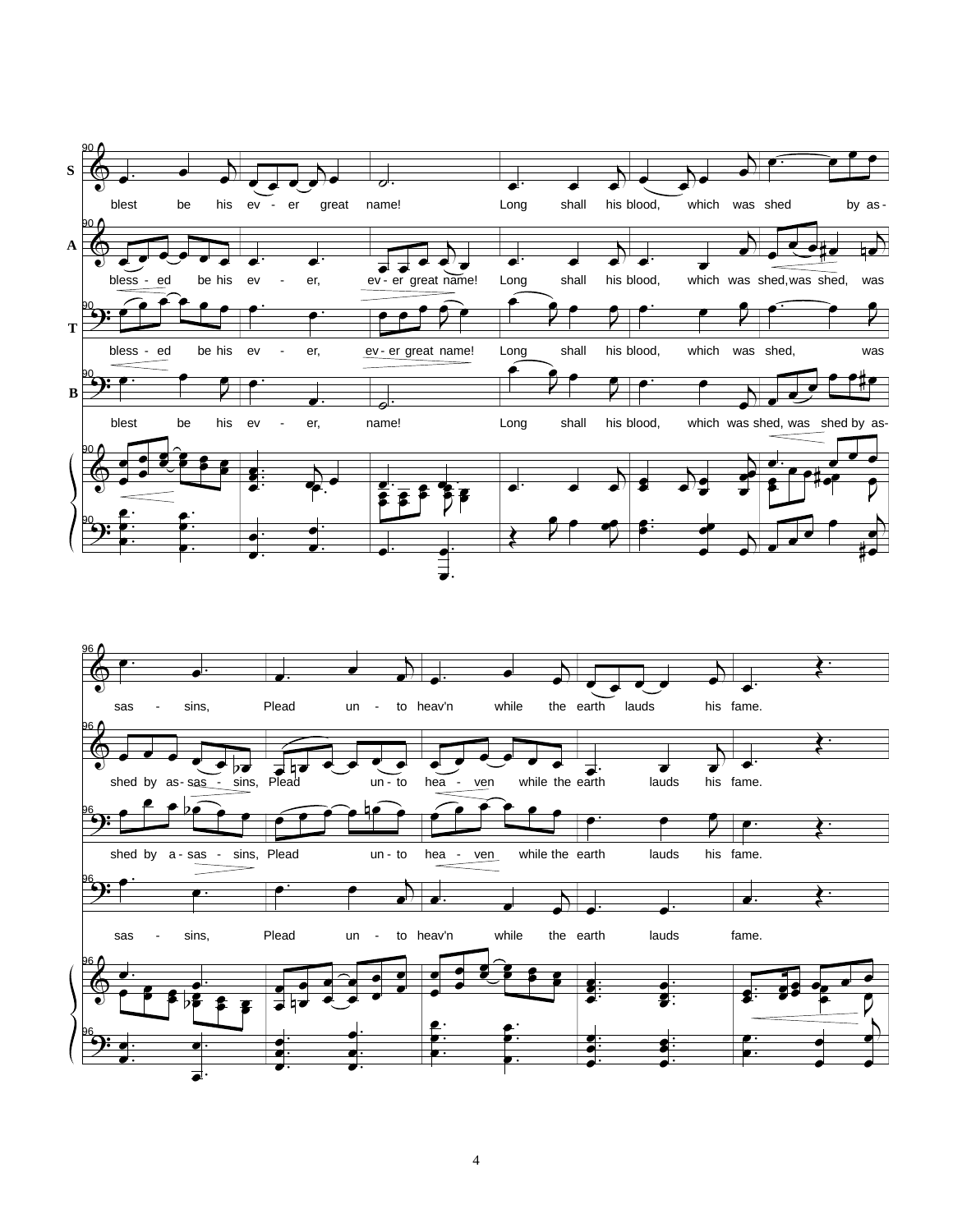90

**S** blest be his ev - er great name! Long shall his blood, which was shed by as-

**A** bless - ed be his ev - er, ev - er great name! Long shall his blood, which was shed, was shed, was

**T** bless - ed be his ev - er, ev - er great name! Long shall his blood, which was shed, was

**B** blest be his ev - er, name! Long shall his blood, which was shed, was shed by as-

96

**S** sas - sins, Plead un - to heav'n while the earth lauds his fame.

**A** shed by as - sas - sins, Plead un - to hea - ven while the earth lauds his fame.

**T** shed by a - sas - sins, Plead un - to hea - ven while the earth lauds his fame.

**B** sas - sins, Plead un - to heav'n while the earth lauds fame.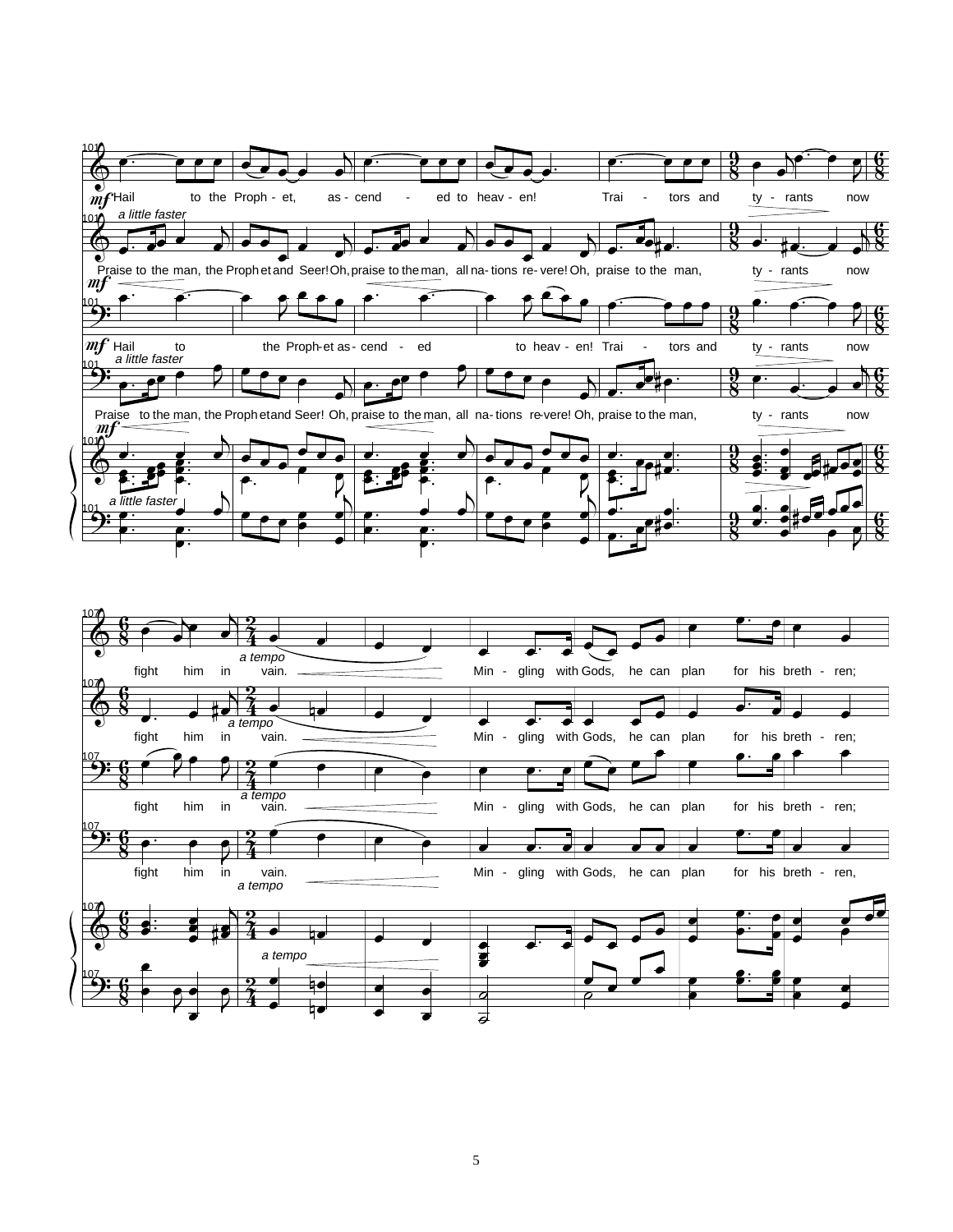*mf* Hail to the Proph - et, as - cend - ed to heav - en! Trai - tors and ty - rants now fight him in vain. Min - gling with Gods, he can plan for his breth - ren;

*a little faster*

Praise to the man, the Prophet and Seer! Oh, praise to the man, all na - tions re - vere! Oh, praise to the man, ty - rants now fight him in vain. Min - gling with Gods, he can plan for his breth - ren;

*a tempo*

*mf* Hail to the Proph - et as - cend - ed to heav - en! Trai - tors and ty - rants now fight him in vain. Min - gling with Gods, he can plan for his breth - ren;

*a little faster*

Praise to the man, the Prophet and Seer! Oh, praise to the man, all na - tions re - vere! Oh, praise to the man, ty - rants now fight him in vain. Min - gling with Gods, he can plan for his breth - ren,

*a tempo*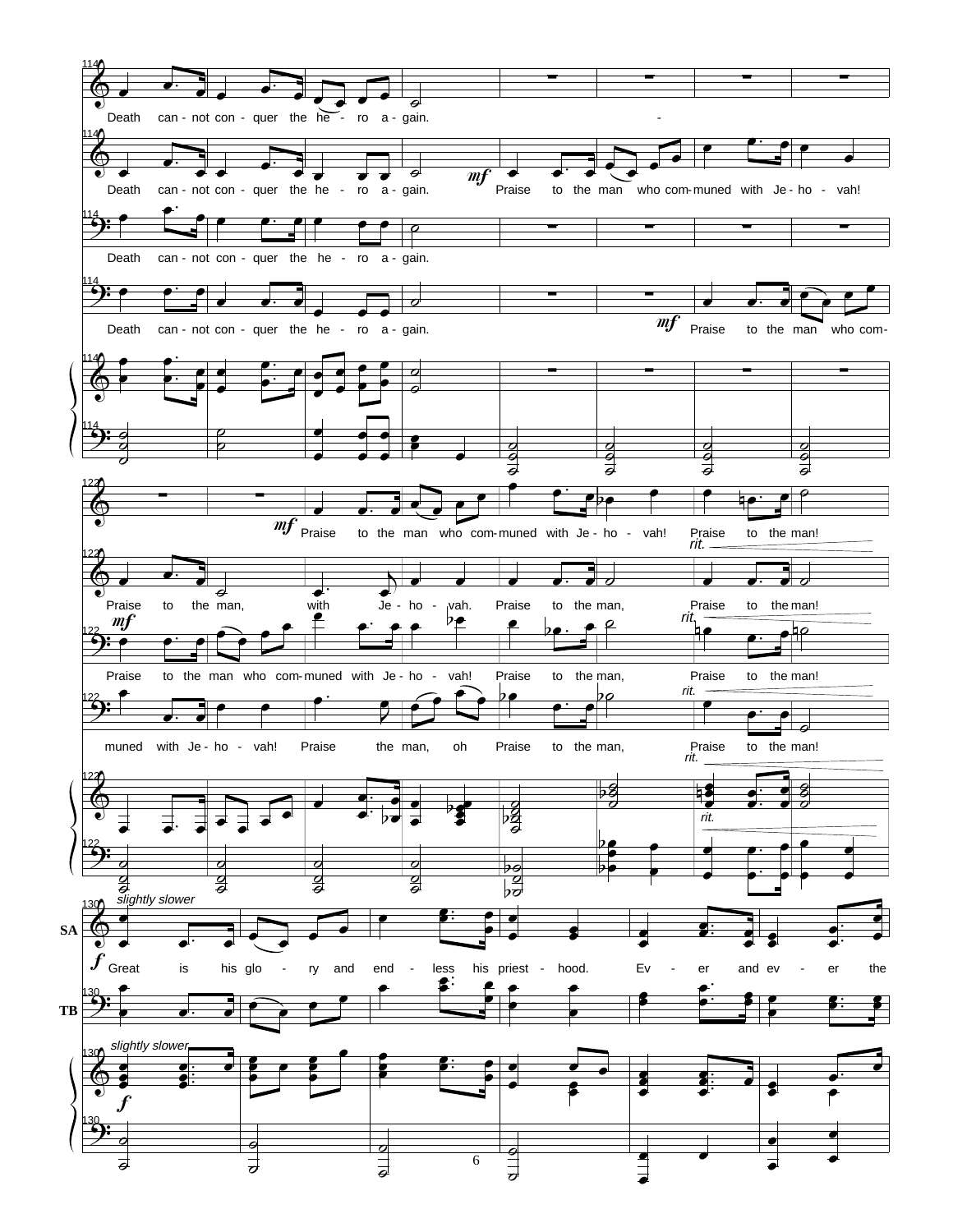114

Death can - not con - quer the he - ro a - gain.

Death can - not con - quer the he - ro a - gain. *mf* Praise to the man who com - muned with Je - ho - vah!

Death can - not con - quer the he - ro a - gain.

Death can - not con - quer the he - ro a - gain. *mf* Praise to the man who com -

122

*mf* Praise to the man who com - muned with Je - ho - vah! Praise to the man!

Praise to the man, with Je - ho - vah. Praise to the man, *rit.* Praise to the man!

*mf* Praise to the man who com - muned with Je - ho - vah! Praise to the man, *rit.* Praise to the man!

muned with Je - ho - vah! Praise the man, oh Praise to the man, *rit.* Praise to the man!

*rit.*

130 *slightly slower*

SA: *f* Great is his glo - ry and end - less his priest - hood. Ev - er and ev - er the

TB

*slightly slower*

*f*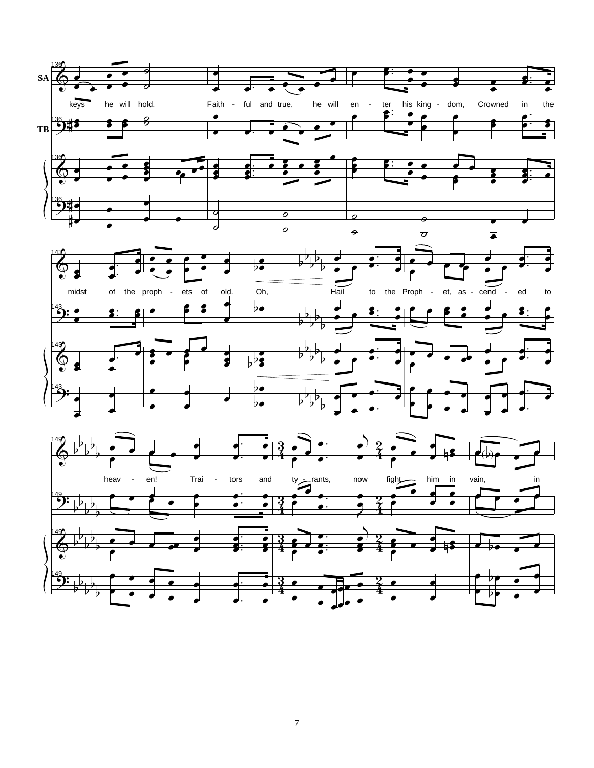SA

TB

keys he will hold. Faith - ful and true, he will en - ter his king - dom, Crowned in the

midst of the proph - ets of old. Oh, Hail to the Proph - et, as - cend - ed to

heav - en! Trai - tors and ty - rants, now fight him in vain, in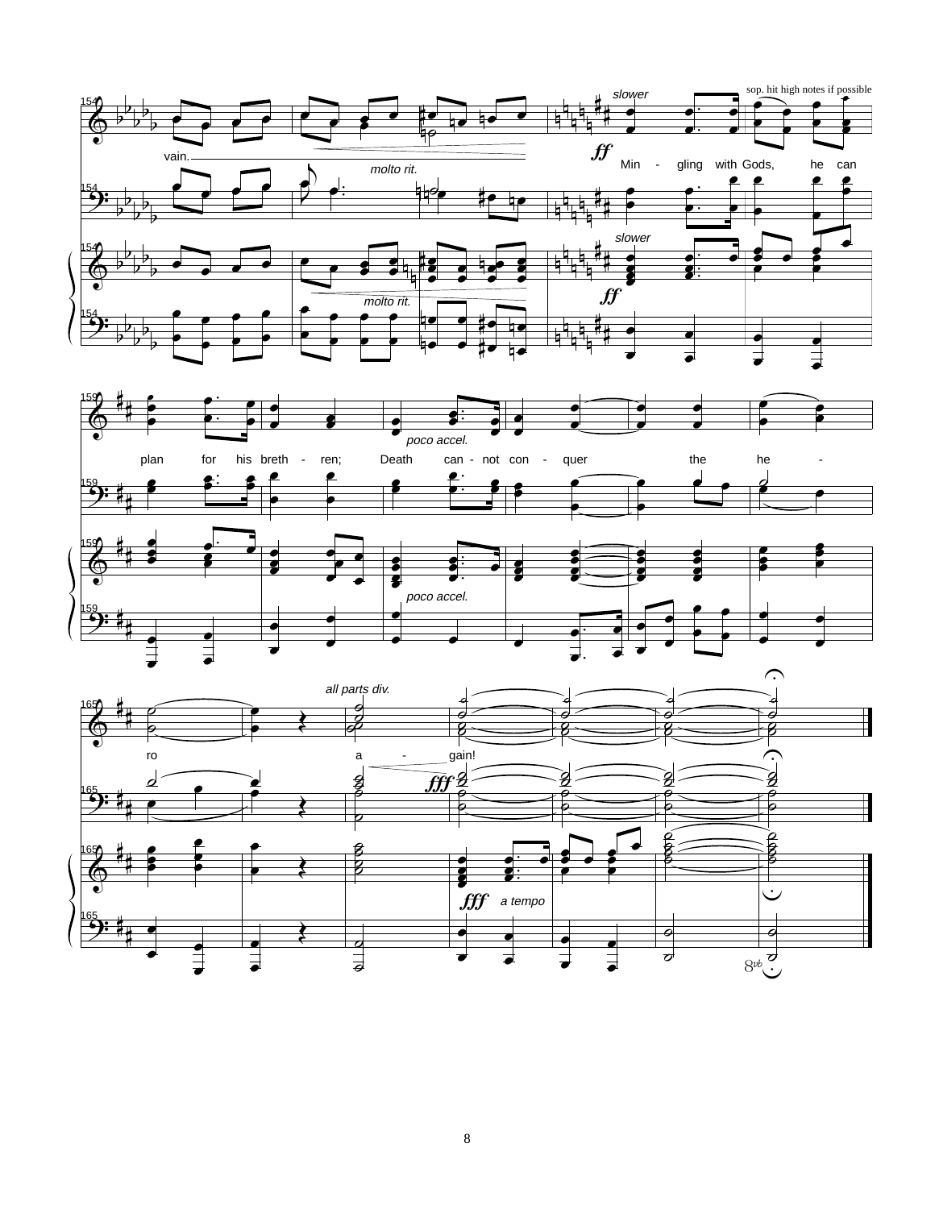sop. hit high notes if possible

154

*slower*

*molto rit.*

*ff*

vain. Min - gling with Gods, he can

159

*poco accel.*

plan for his breth - ren; Death can - not con - quer the he -

165

*all parts div.*

ro a - gain!

*fff*

*a tempo*